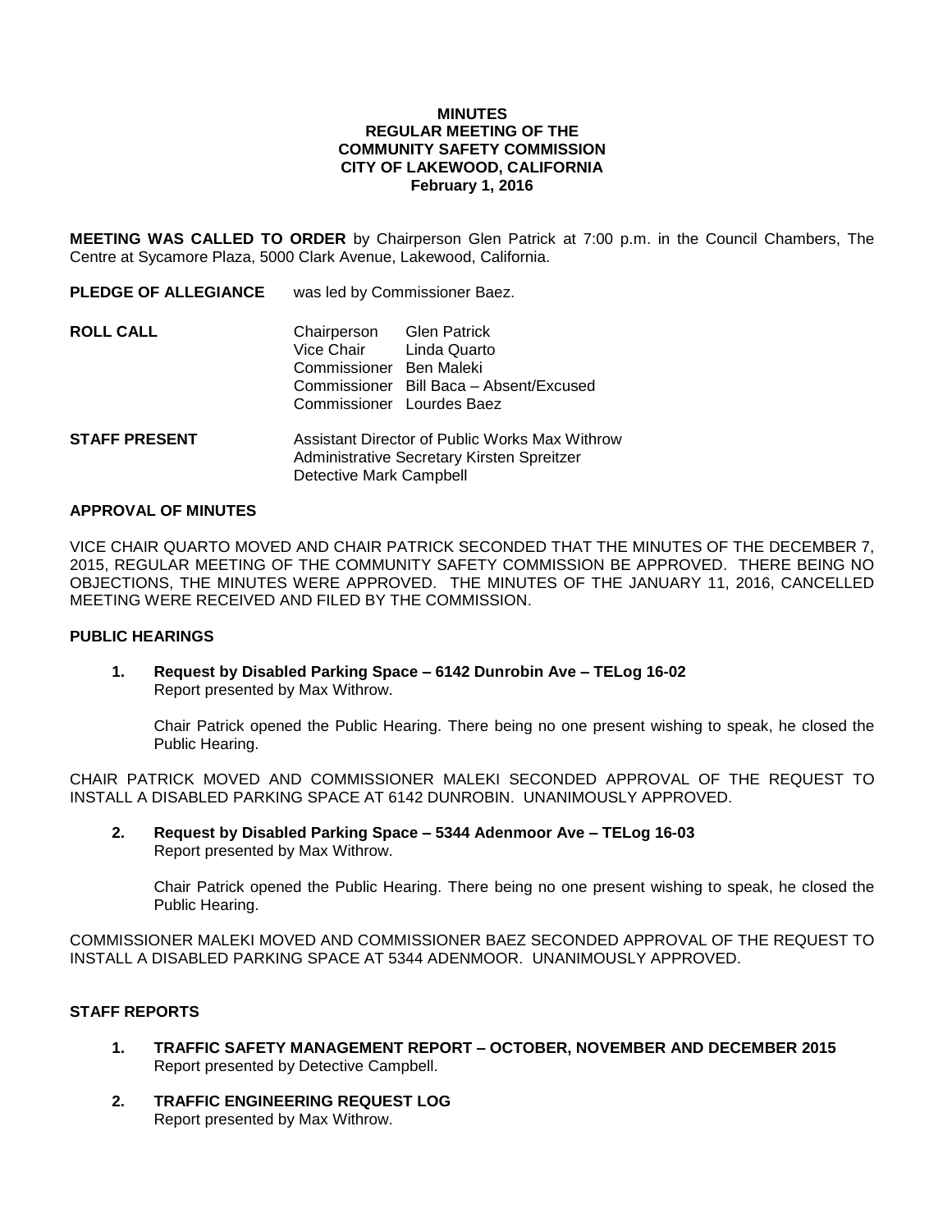# MINUTES
## REGULAR MEETING OF THE COMMUNITY SAFETY COMMISSION
## CITY OF LAKEWOOD, CALIFORNIA
### February 1, 2016

**MEETING WAS CALLED TO ORDER** by Chairperson Glen Patrick at 7:00 p.m. in the Council Chambers, The Centre at Sycamore Plaza, 5000 Clark Avenue, Lakewood, California.

**PLEDGE OF ALLEGIANCE** was led by Commissioner Baez.

**ROLL CALL**

Chairperson Glen Patrick
Vice Chair Linda Quarto
Commissioner Ben Maleki
Commissioner Bill Baca – Absent/Excused
Commissioner Lourdes Baez

**STAFF PRESENT**

Assistant Director of Public Works Max Withrow
Administrative Secretary Kirsten Spreitzer
Detective Mark Campbell

**APPROVAL OF MINUTES**

VICE CHAIR QUARTO MOVED AND CHAIR PATRICK SECONDED THAT THE MINUTES OF THE DECEMBER 7, 2015, REGULAR MEETING OF THE COMMUNITY SAFETY COMMISSION BE APPROVED. THERE BEING NO OBJECTIONS, THE MINUTES WERE APPROVED. THE MINUTES OF THE JANUARY 11, 2016, CANCELLED MEETING WERE RECEIVED AND FILED BY THE COMMISSION.

**PUBLIC HEARINGS**

1. **Request by Disabled Parking Space – 6142 Dunrobin Ave – TELog 16-02**
   Report presented by Max Withrow.

   Chair Patrick opened the Public Hearing. There being no one present wishing to speak, he closed the Public Hearing.

CHAIR PATRICK MOVED AND COMMISSIONER MALEKI SECONDED APPROVAL OF THE REQUEST TO INSTALL A DISABLED PARKING SPACE AT 6142 DUNROBIN. UNANIMOUSLY APPROVED.

2. **Request by Disabled Parking Space – 5344 Adenmoor Ave – TELog 16-03**
   Report presented by Max Withrow.

   Chair Patrick opened the Public Hearing. There being no one present wishing to speak, he closed the Public Hearing.

COMMISSIONER MALEKI MOVED AND COMMISSIONER BAEZ SECONDED APPROVAL OF THE REQUEST TO INSTALL A DISABLED PARKING SPACE AT 5344 ADENMOOR. UNANIMOUSLY APPROVED.

**STAFF REPORTS**

1. **TRAFFIC SAFETY MANAGEMENT REPORT – OCTOBER, NOVEMBER AND DECEMBER 2015**
   Report presented by Detective Campbell.

2. **TRAFFIC ENGINEERING REQUEST LOG**
   Report presented by Max Withrow.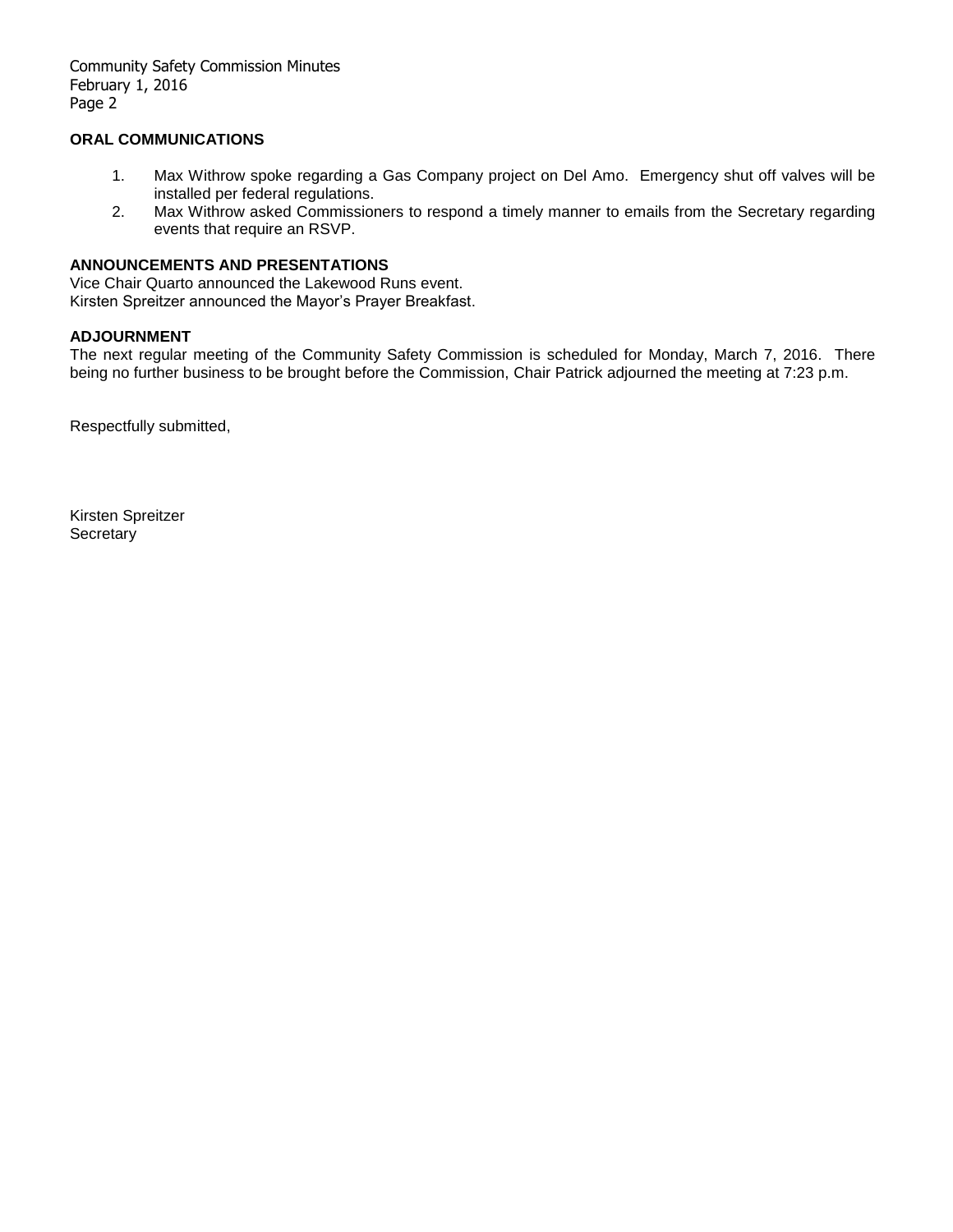## ORAL COMMUNICATIONS

1. Max Withrow spoke regarding a Gas Company project on Del Amo. Emergency shut off valves will be installed per federal regulations.
2. Max Withrow asked Commissioners to respond a timely manner to emails from the Secretary regarding events that require an RSVP.

## ANNOUNCEMENTS AND PRESENTATIONS

Vice Chair Quarto announced the Lakewood Runs event.
Kirsten Spreitzer announced the Mayor's Prayer Breakfast.

## ADJOURNMENT

The next regular meeting of the Community Safety Commission is scheduled for Monday, March 7, 2016. There being no further business to be brought before the Commission, Chair Patrick adjourned the meeting at 7:23 p.m.

Respectfully submitted,

Kirsten Spreitzer
Secretary